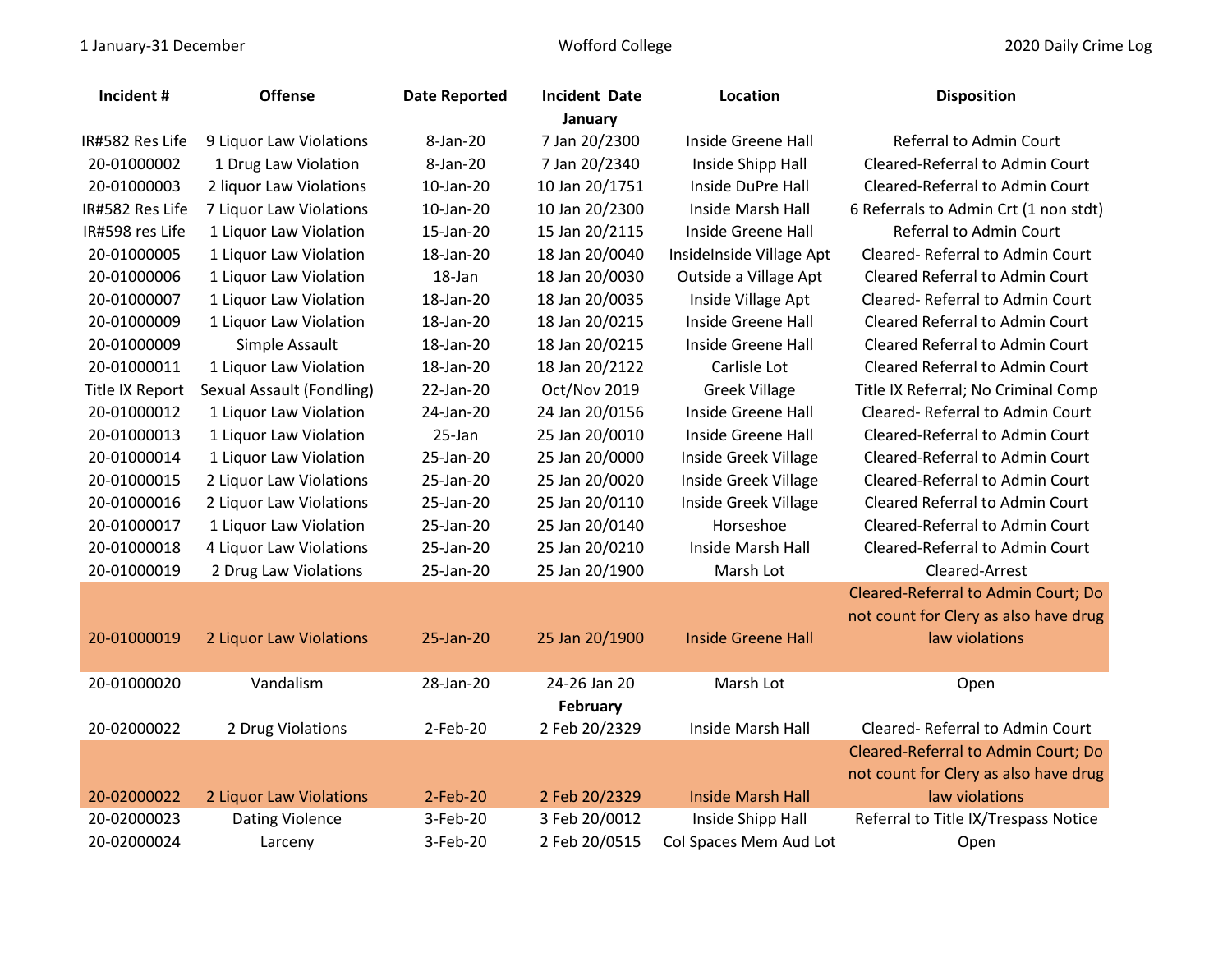1 January-31 December | Wofford College | 2020 Daily Crime Log

| Incident # | Offense | Date Reported | Incident Date | Location | Disposition |
|---|---|---|---|---|---|
| | | | **January** | | |
| IR#582 Res Life | 9 Liquor Law Violations | 8-Jan-20 | 7 Jan 20/2300 | Inside Greene Hall | Referral to Admin Court |
| 20-01000002 | 1 Drug Law Violation | 8-Jan-20 | 7 Jan 20/2340 | Inside Shipp Hall | Cleared-Referral to Admin Court |
| 20-01000003 | 2 liquor Law Violations | 10-Jan-20 | 10 Jan 20/1751 | Inside DuPre Hall | Cleared-Referral to Admin Court |
| IR#582 Res Life | 7 Liquor Law Violations | 10-Jan-20 | 10 Jan 20/2300 | Inside Marsh Hall | 6 Referrals to Admin Crt (1 non stdt) |
| IR#598 res Life | 1 Liquor Law Violation | 15-Jan-20 | 15 Jan 20/2115 | Inside Greene Hall | Referral to Admin Court |
| 20-01000005 | 1 Liquor Law Violation | 18-Jan-20 | 18 Jan 20/0040 | InsideInside Village Apt | Cleared- Referral to Admin Court |
| 20-01000006 | 1 Liquor Law Violation | 18-Jan | 18 Jan 20/0030 | Outside a Village Apt | Cleared Referral to Admin Court |
| 20-01000007 | 1 Liquor Law Violation | 18-Jan-20 | 18 Jan 20/0035 | Inside Village Apt | Cleared- Referral to Admin Court |
| 20-01000009 | 1 Liquor Law Violation | 18-Jan-20 | 18 Jan 20/0215 | Inside Greene Hall | Cleared Referral to Admin Court |
| 20-01000009 | Simple Assault | 18-Jan-20 | 18 Jan 20/0215 | Inside Greene Hall | Cleared Referral to Admin Court |
| 20-01000011 | 1 Liquor Law Violation | 18-Jan-20 | 18 Jan 20/2122 | Carlisle Lot | Cleared Referral to Admin Court |
| Title IX Report | Sexual Assault (Fondling) | 22-Jan-20 | Oct/Nov 2019 | Greek Village | Title IX Referral; No Criminal Comp |
| 20-01000012 | 1 Liquor Law Violation | 24-Jan-20 | 24 Jan 20/0156 | Inside Greene Hall | Cleared- Referral to Admin Court |
| 20-01000013 | 1 Liquor Law Violation | 25-Jan | 25 Jan 20/0010 | Inside Greene Hall | Cleared-Referral to Admin Court |
| 20-01000014 | 1 Liquor Law Violation | 25-Jan-20 | 25 Jan 20/0000 | Inside Greek Village | Cleared-Referral to Admin Court |
| 20-01000015 | 2 Liquor Law Violations | 25-Jan-20 | 25 Jan 20/0020 | Inside Greek Village | Cleared-Referral to Admin Court |
| 20-01000016 | 2 Liquor Law Violations | 25-Jan-20 | 25 Jan 20/0110 | Inside Greek Village | Cleared Referral to Admin Court |
| 20-01000017 | 1 Liquor Law Violation | 25-Jan-20 | 25 Jan 20/0140 | Horseshoe | Cleared-Referral to Admin Court |
| 20-01000018 | 4 Liquor Law Violations | 25-Jan-20 | 25 Jan 20/0210 | Inside Marsh Hall | Cleared-Referral to Admin Court |
| 20-01000019 | 2 Drug Law Violations | 25-Jan-20 | 25 Jan 20/1900 | Marsh Lot | Cleared-Arrest |
| 20-01000019 | 2 Liquor Law Violations | 25-Jan-20 | 25 Jan 20/1900 | Inside Greene Hall | Cleared-Referral to Admin Court; Do not count for Clery as also have drug law violations |
| 20-01000020 | Vandalism | 28-Jan-20 | 24-26 Jan 20 | Marsh Lot | Open |
| | | | **February** | | |
| 20-02000022 | 2 Drug Violations | 2-Feb-20 | 2 Feb 20/2329 | Inside Marsh Hall | Cleared- Referral to Admin Court |
| 20-02000022 | 2 Liquor Law Violations | 2-Feb-20 | 2 Feb 20/2329 | Inside Marsh Hall | Cleared-Referral to Admin Court; Do not count for Clery as also have drug law violations |
| 20-02000023 | Dating Violence | 3-Feb-20 | 3 Feb 20/0012 | Inside Shipp Hall | Referral to Title IX/Trespass Notice |
| 20-02000024 | Larceny | 3-Feb-20 | 2 Feb 20/0515 | Col Spaces Mem Aud Lot | Open |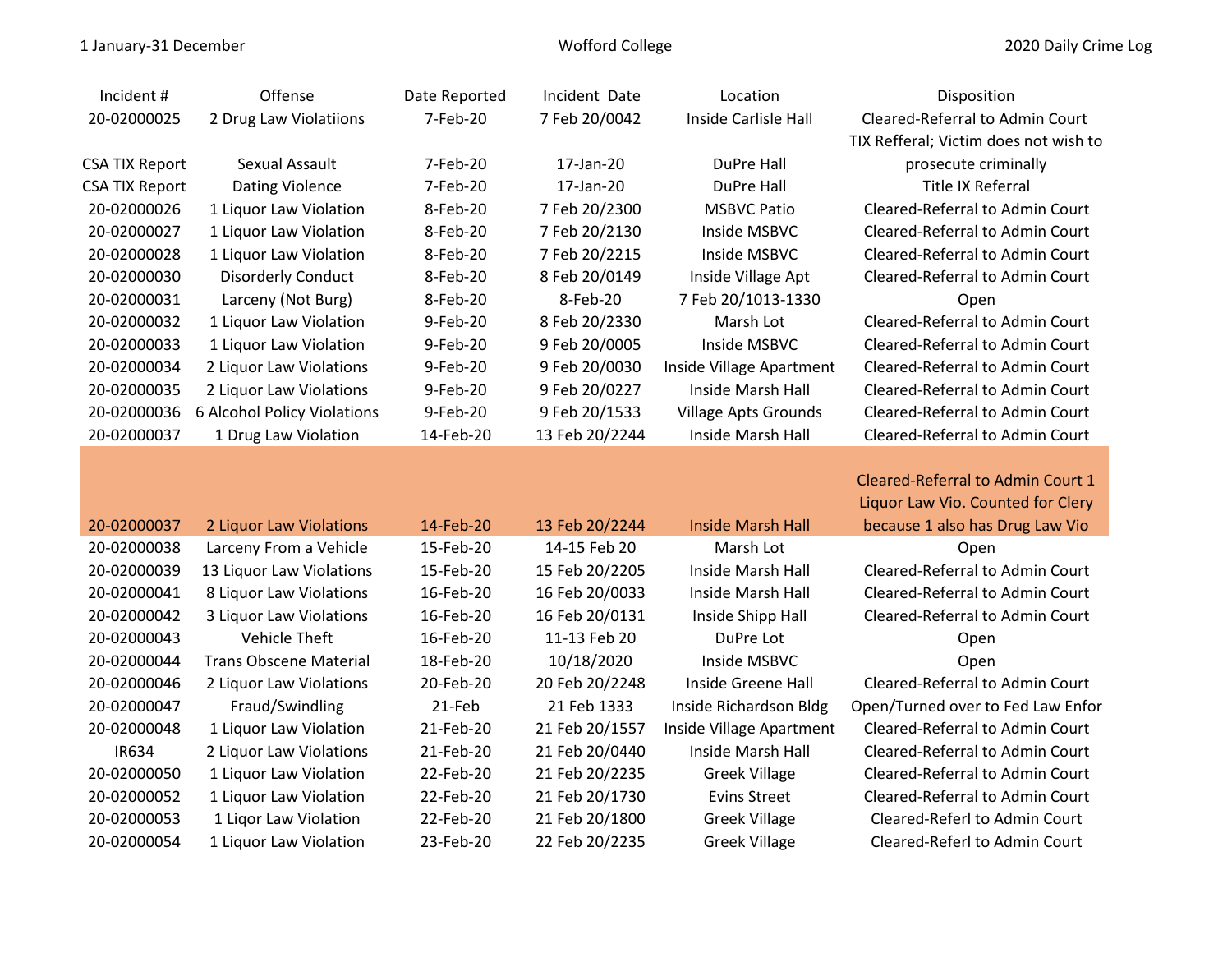| Incident # | Offense | Date Reported | Incident Date | Location | Disposition |
|---|---|---|---|---|---|
| 20-02000025 | 2 Drug Law Violatiions | 7-Feb-20 | 7 Feb 20/0042 | Inside Carlisle Hall | Cleared-Referral to Admin Court |
| CSA TIX Report | Sexual Assault | 7-Feb-20 | 17-Jan-20 | DuPre Hall | TIX Refferal; Victim does not wish to prosecute criminally |
| CSA TIX Report | Dating Violence | 7-Feb-20 | 17-Jan-20 | DuPre Hall | Title IX Referral |
| 20-02000026 | 1 Liquor Law Violation | 8-Feb-20 | 7 Feb 20/2300 | MSBVC Patio | Cleared-Referral to Admin Court |
| 20-02000027 | 1 Liquor Law Violation | 8-Feb-20 | 7 Feb 20/2130 | Inside MSBVC | Cleared-Referral to Admin Court |
| 20-02000028 | 1 Liquor Law Violation | 8-Feb-20 | 7 Feb 20/2215 | Inside MSBVC | Cleared-Referral to Admin Court |
| 20-02000030 | Disorderly Conduct | 8-Feb-20 | 8 Feb 20/0149 | Inside Village Apt | Cleared-Referral to Admin Court |
| 20-02000031 | Larceny (Not Burg) | 8-Feb-20 | 8-Feb-20 | 7 Feb 20/1013-1330 | Open |
| 20-02000032 | 1 Liquor Law Violation | 9-Feb-20 | 8 Feb 20/2330 | Marsh Lot | Cleared-Referral to Admin Court |
| 20-02000033 | 1 Liquor Law Violation | 9-Feb-20 | 9 Feb 20/0005 | Inside MSBVC | Cleared-Referral to Admin Court |
| 20-02000034 | 2 Liquor Law Violations | 9-Feb-20 | 9 Feb 20/0030 | Inside Village Apartment | Cleared-Referral to Admin Court |
| 20-02000035 | 2 Liquor Law Violations | 9-Feb-20 | 9 Feb 20/0227 | Inside Marsh Hall | Cleared-Referral to Admin Court |
| 20-02000036 | 6 Alcohol Policy Violations | 9-Feb-20 | 9 Feb 20/1533 | Village Apts Grounds | Cleared-Referral to Admin Court |
| 20-02000037 | 1 Drug Law Violation | 14-Feb-20 | 13 Feb 20/2244 | Inside Marsh Hall | Cleared-Referral to Admin Court |
| 20-02000037 | 2 Liquor Law Violations | 14-Feb-20 | 13 Feb 20/2244 | Inside Marsh Hall | Cleared-Referral to Admin Court 1 Liquor Law Vio. Counted for Clery because 1 also has Drug Law Vio |
| 20-02000038 | Larceny From a Vehicle | 15-Feb-20 | 14-15 Feb 20 | Marsh Lot | Open |
| 20-02000039 | 13 Liquor Law Violations | 15-Feb-20 | 15 Feb 20/2205 | Inside Marsh Hall | Cleared-Referral to Admin Court |
| 20-02000041 | 8 Liquor Law Violations | 16-Feb-20 | 16 Feb 20/0033 | Inside Marsh Hall | Cleared-Referral to Admin Court |
| 20-02000042 | 3 Liquor Law Violations | 16-Feb-20 | 16 Feb 20/0131 | Inside Shipp Hall | Cleared-Referral to Admin Court |
| 20-02000043 | Vehicle Theft | 16-Feb-20 | 11-13 Feb 20 | DuPre Lot | Open |
| 20-02000044 | Trans Obscene Material | 18-Feb-20 | 10/18/2020 | Inside MSBVC | Open |
| 20-02000046 | 2 Liquor Law Violations | 20-Feb-20 | 20 Feb 20/2248 | Inside Greene Hall | Cleared-Referral to Admin Court |
| 20-02000047 | Fraud/Swindling | 21-Feb | 21 Feb 1333 | Inside Richardson Bldg | Open/Turned over to Fed Law Enfor |
| 20-02000048 | 1 Liquor Law Violation | 21-Feb-20 | 21 Feb 20/1557 | Inside Village Apartment | Cleared-Referral to Admin Court |
| IR634 | 2 Liquor Law Violations | 21-Feb-20 | 21 Feb 20/0440 | Inside Marsh Hall | Cleared-Referral to Admin Court |
| 20-02000050 | 1 Liquor Law Violation | 22-Feb-20 | 21 Feb 20/2235 | Greek Village | Cleared-Referral to Admin Court |
| 20-02000052 | 1 Liquor Law Violation | 22-Feb-20 | 21 Feb 20/1730 | Evins Street | Cleared-Referral to Admin Court |
| 20-02000053 | 1 Liqor Law Violation | 22-Feb-20 | 21 Feb 20/1800 | Greek Village | Cleared-Referl to Admin Court |
| 20-02000054 | 1 Liquor Law Violation | 23-Feb-20 | 22 Feb 20/2235 | Greek Village | Cleared-Referl to Admin Court |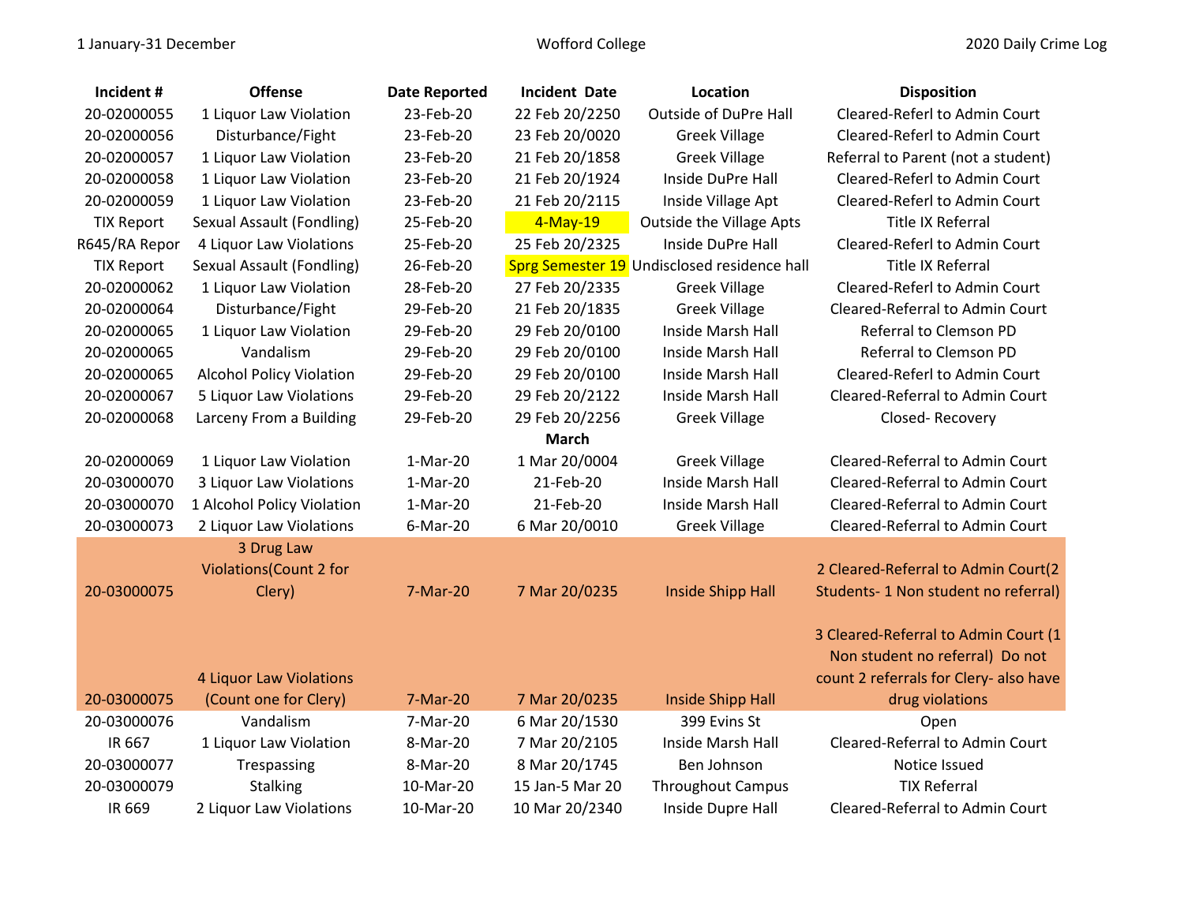1 January-31 December — Wofford College — 2020 Daily Crime Log

| Incident # | Offense | Date Reported | Incident Date | Location | Disposition |
|---|---|---|---|---|---|
| 20-02000055 | 1 Liquor Law Violation | 23-Feb-20 | 22 Feb 20/2250 | Outside of DuPre Hall | Cleared-Referl to Admin Court |
| 20-02000056 | Disturbance/Fight | 23-Feb-20 | 23 Feb 20/0020 | Greek Village | Cleared-Referl to Admin Court |
| 20-02000057 | 1 Liquor Law Violation | 23-Feb-20 | 21 Feb 20/1858 | Greek Village | Referral to Parent (not a student) |
| 20-02000058 | 1 Liquor Law Violation | 23-Feb-20 | 21 Feb 20/1924 | Inside DuPre Hall | Cleared-Referl to Admin Court |
| 20-02000059 | 1 Liquor Law Violation | 23-Feb-20 | 21 Feb 20/2115 | Inside Village Apt | Cleared-Referl to Admin Court |
| TIX Report | Sexual Assault (Fondling) | 25-Feb-20 | 4-May-19 | Outside the Village Apts | Title IX Referral |
| R645/RA Repor | 4 Liquor Law Violations | 25-Feb-20 | 25 Feb 20/2325 | Inside DuPre Hall | Cleared-Referl to Admin Court |
| TIX Report | Sexual Assault (Fondling) | 26-Feb-20 | Sprg Semester 19 | Undisclosed residence hall | Title IX Referral |
| 20-02000062 | 1 Liquor Law Violation | 28-Feb-20 | 27 Feb 20/2335 | Greek Village | Cleared-Referl to Admin Court |
| 20-02000064 | Disturbance/Fight | 29-Feb-20 | 21 Feb 20/1835 | Greek Village | Cleared-Referral to Admin Court |
| 20-02000065 | 1 Liquor Law Violation | 29-Feb-20 | 29 Feb 20/0100 | Inside Marsh Hall | Referral to Clemson PD |
| 20-02000065 | Vandalism | 29-Feb-20 | 29 Feb 20/0100 | Inside Marsh Hall | Referral to Clemson PD |
| 20-02000065 | Alcohol Policy Violation | 29-Feb-20 | 29 Feb 20/0100 | Inside Marsh Hall | Cleared-Referl to Admin Court |
| 20-02000067 | 5 Liquor Law Violations | 29-Feb-20 | 29 Feb 20/2122 | Inside Marsh Hall | Cleared-Referral to Admin Court |
| 20-02000068 | Larceny From a Building | 29-Feb-20 | 29 Feb 20/2256 | Greek Village | Closed- Recovery |
| | | | **March** | | |
| 20-02000069 | 1 Liquor Law Violation | 1-Mar-20 | 1 Mar 20/0004 | Greek Village | Cleared-Referral to Admin Court |
| 20-03000070 | 3 Liquor Law Violations | 1-Mar-20 | 21-Feb-20 | Inside Marsh Hall | Cleared-Referral to Admin Court |
| 20-03000070 | 1 Alcohol Policy Violation | 1-Mar-20 | 21-Feb-20 | Inside Marsh Hall | Cleared-Referral to Admin Court |
| 20-03000073 | 2 Liquor Law Violations | 6-Mar-20 | 6 Mar 20/0010 | Greek Village | Cleared-Referral to Admin Court |
| 20-03000075 | 3 Drug Law Violations(Count 2 for Clery) | 7-Mar-20 | 7 Mar 20/0235 | Inside Shipp Hall | 2 Cleared-Referral to Admin Court(2 Students- 1 Non student no referral) |
| 20-03000075 | 4 Liquor Law Violations (Count one for Clery) | 7-Mar-20 | 7 Mar 20/0235 | Inside Shipp Hall | 3 Cleared-Referral to Admin Court (1 Non student no referral) Do not count 2 referrals for Clery- also have drug violations |
| 20-03000076 | Vandalism | 7-Mar-20 | 6 Mar 20/1530 | 399 Evins St | Open |
| IR 667 | 1 Liquor Law Violation | 8-Mar-20 | 7 Mar 20/2105 | Inside Marsh Hall | Cleared-Referral to Admin Court |
| 20-03000077 | Trespassing | 8-Mar-20 | 8 Mar 20/1745 | Ben Johnson | Notice Issued |
| 20-03000079 | Stalking | 10-Mar-20 | 15 Jan-5 Mar 20 | Throughout Campus | TIX Referral |
| IR 669 | 2 Liquor Law Violations | 10-Mar-20 | 10 Mar 20/2340 | Inside Dupre Hall | Cleared-Referral to Admin Court |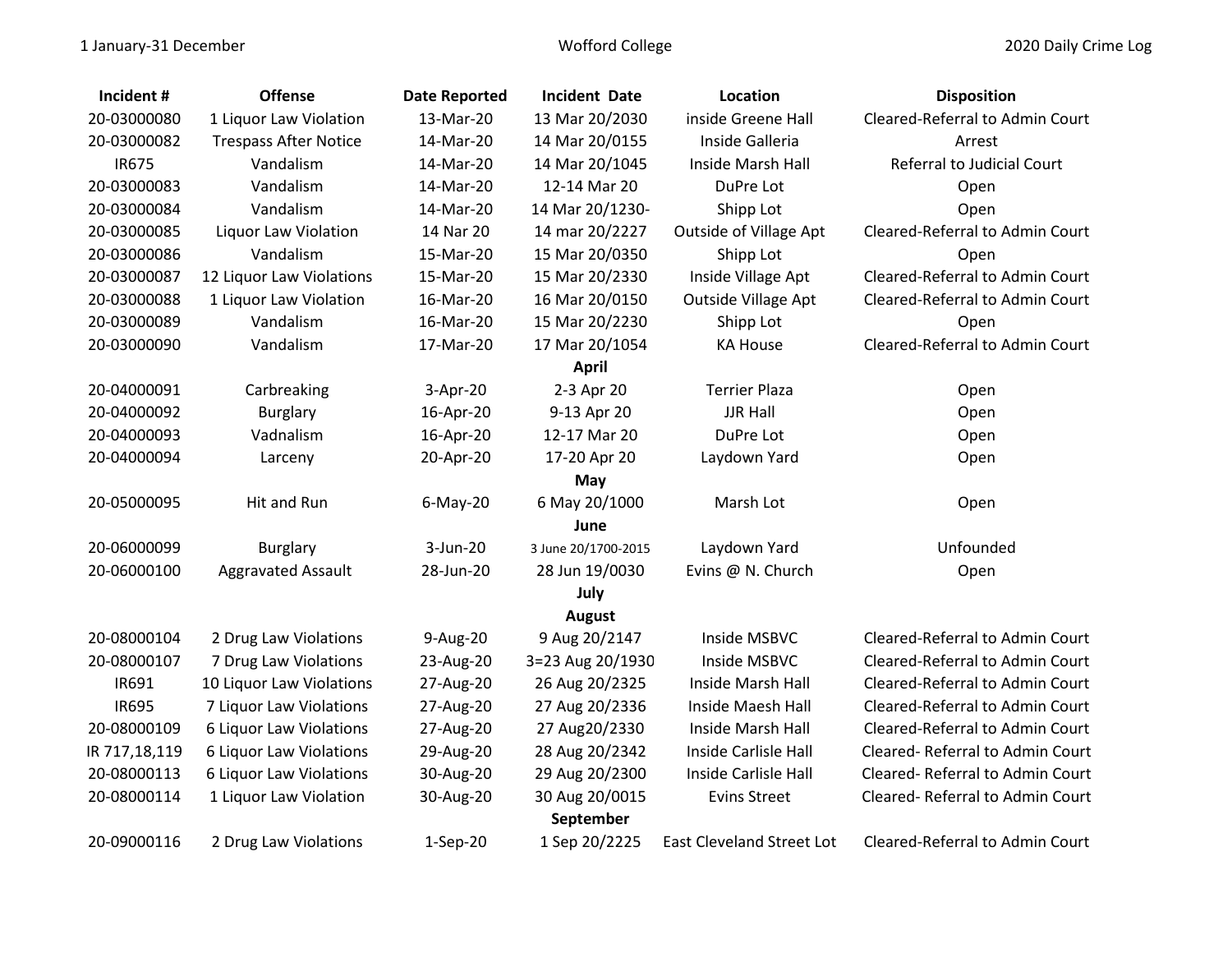| Incident # | Offense | Date Reported | Incident Date | Location | Disposition |
|---|---|---|---|---|---|
| 20-03000080 | 1 Liquor Law Violation | 13-Mar-20 | 13 Mar 20/2030 | inside Greene Hall | Cleared-Referral to Admin Court |
| 20-03000082 | Trespass After Notice | 14-Mar-20 | 14 Mar 20/0155 | Inside Galleria | Arrest |
| IR675 | Vandalism | 14-Mar-20 | 14 Mar 20/1045 | Inside Marsh Hall | Referral to Judicial Court |
| 20-03000083 | Vandalism | 14-Mar-20 | 12-14 Mar 20 | DuPre Lot | Open |
| 20-03000084 | Vandalism | 14-Mar-20 | 14 Mar 20/1230- | Shipp Lot | Open |
| 20-03000085 | Liquor Law Violation | 14 Nar 20 | 14 mar 20/2227 | Outside of Village Apt | Cleared-Referral to Admin Court |
| 20-03000086 | Vandalism | 15-Mar-20 | 15 Mar 20/0350 | Shipp Lot | Open |
| 20-03000087 | 12 Liquor Law Violations | 15-Mar-20 | 15 Mar 20/2330 | Inside Village Apt | Cleared-Referral to Admin Court |
| 20-03000088 | 1 Liquor Law Violation | 16-Mar-20 | 16 Mar 20/0150 | Outside Village Apt | Cleared-Referral to Admin Court |
| 20-03000089 | Vandalism | 16-Mar-20 | 15 Mar 20/2230 | Shipp Lot | Open |
| 20-03000090 | Vandalism | 17-Mar-20 | 17 Mar 20/1054 | KA House | Cleared-Referral to Admin Court |
| | | | **April** | | |
| 20-04000091 | Carbreaking | 3-Apr-20 | 2-3 Apr 20 | Terrier Plaza | Open |
| 20-04000092 | Burglary | 16-Apr-20 | 9-13 Apr 20 | JJR Hall | Open |
| 20-04000093 | Vadnalism | 16-Apr-20 | 12-17 Mar 20 | DuPre Lot | Open |
| 20-04000094 | Larceny | 20-Apr-20 | 17-20 Apr 20 | Laydown Yard | Open |
| | | | **May** | | |
| 20-05000095 | Hit and Run | 6-May-20 | 6 May 20/1000 | Marsh Lot | Open |
| | | | **June** | | |
| 20-06000099 | Burglary | 3-Jun-20 | 3 June 20/1700-2015 | Laydown Yard | Unfounded |
| 20-06000100 | Aggravated Assault | 28-Jun-20 | 28 Jun 19/0030 | Evins @ N. Church | Open |
| | | | **July** | | |
| | | | **August** | | |
| 20-08000104 | 2 Drug Law Violations | 9-Aug-20 | 9 Aug 20/2147 | Inside MSBVC | Cleared-Referral to Admin Court |
| 20-08000107 | 7 Drug Law Violations | 23-Aug-20 | 3=23 Aug 20/1930 | Inside MSBVC | Cleared-Referral to Admin Court |
| IR691 | 10 Liquor Law Violations | 27-Aug-20 | 26 Aug 20/2325 | Inside Marsh Hall | Cleared-Referral to Admin Court |
| IR695 | 7 Liquor Law Violations | 27-Aug-20 | 27 Aug 20/2336 | Inside Maesh Hall | Cleared-Referral to Admin Court |
| 20-08000109 | 6 Liquor Law Violations | 27-Aug-20 | 27 Aug20/2330 | Inside Marsh Hall | Cleared-Referral to Admin Court |
| IR 717,18,119 | 6 Liquor Law Violations | 29-Aug-20 | 28 Aug 20/2342 | Inside Carlisle Hall | Cleared- Referral to Admin Court |
| 20-08000113 | 6 Liquor Law Violations | 30-Aug-20 | 29 Aug 20/2300 | Inside Carlisle Hall | Cleared- Referral to Admin Court |
| 20-08000114 | 1 Liquor Law Violation | 30-Aug-20 | 30 Aug 20/0015 | Evins Street | Cleared- Referral to Admin Court |
| | | | **September** | | |
| 20-09000116 | 2 Drug Law Violations | 1-Sep-20 | 1 Sep 20/2225 | East Cleveland Street Lot | Cleared-Referral to Admin Court |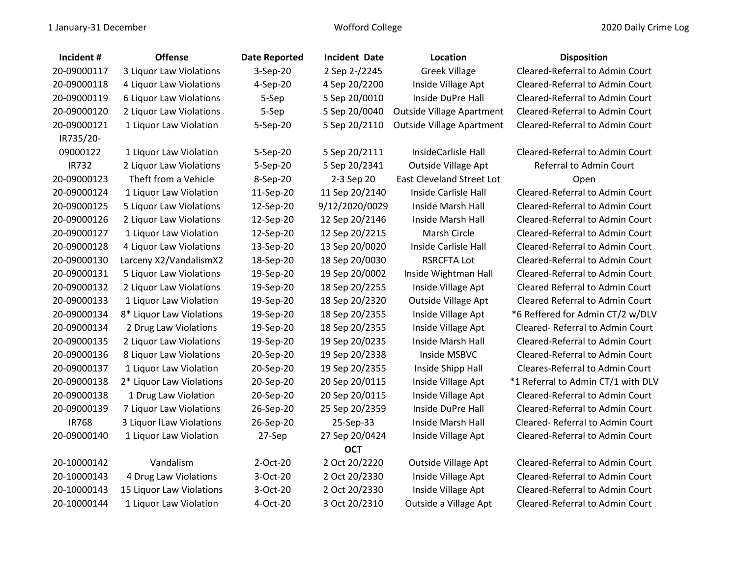| Incident # | Offense | Date Reported | Incident Date | Location | Disposition |
|---|---|---|---|---|---|
| 20-09000117 | 3 Liquor Law Violations | 3-Sep-20 | 2 Sep 2-/2245 | Greek Village | Cleared-Referral to Admin Court |
| 20-09000118 | 4 Liquor Law Violations | 4-Sep-20 | 4 Sep 20/2200 | Inside Village Apt | Cleared-Referral to Admin Court |
| 20-09000119 | 6 Liquor Law Violations | 5-Sep | 5 Sep 20/0010 | Inside DuPre Hall | Cleared-Referral to Admin Court |
| 20-09000120 | 2 Liquor Law Violations | 5-Sep | 5 Sep 20/0040 | Outside Village Apartment | Cleared-Referral to Admin Court |
| 20-09000121 | 1 Liquor Law Violation | 5-Sep-20 | 5 Sep 20/2110 | Outside Village Apartment | Cleared-Referral to Admin Court |
| IR735/20-09000122 | 1 Liquor Law Violation | 5-Sep-20 | 5 Sep 20/2111 | InsideCarlisle Hall | Cleared-Referral to Admin Court |
| IR732 | 2 Liquor Law Violations | 5-Sep-20 | 5 Sep 20/2341 | Outside Village Apt | Referral to Admin Court |
| 20-09000123 | Theft from a Vehicle | 8-Sep-20 | 2-3 Sep 20 | East Cleveland Street Lot | Open |
| 20-09000124 | 1 Liquor Law Violation | 11-Sep-20 | 11 Sep 20/2140 | Inside Carlisle Hall | Cleared-Referral to Admin Court |
| 20-09000125 | 5 Liquor Law Violations | 12-Sep-20 | 9/12/2020/0029 | Inside Marsh Hall | Cleared-Referral to Admin Court |
| 20-09000126 | 2 Liquor Law Violations | 12-Sep-20 | 12 Sep 20/2146 | Inside Marsh Hall | Cleared-Referral to Admin Court |
| 20-09000127 | 1 Liquor Law Violation | 12-Sep-20 | 12 Sep 20/2215 | Marsh Circle | Cleared-Referral to Admin Court |
| 20-09000128 | 4 Liquor Law Violations | 13-Sep-20 | 13 Sep 20/0020 | Inside Carlisle Hall | Cleared-Referral to Admin Court |
| 20-09000130 | Larceny X2/VandalismX2 | 18-Sep-20 | 18 Sep 20/0030 | RSRCFTA Lot | Cleared-Referral to Admin Court |
| 20-09000131 | 5 Liquor Law Violations | 19-Sep-20 | 19 Sep 20/0002 | Inside Wightman Hall | Cleared-Referral to Admin Court |
| 20-09000132 | 2 Liquor Law Violations | 19-Sep-20 | 18 Sep 20/2255 | Inside Village Apt | Cleared Referral to Admin Court |
| 20-09000133 | 1 Liquor Law Violation | 19-Sep-20 | 18 Sep 20/2320 | Outside Village Apt | Cleared Referral to Admin Court |
| 20-09000134 | 8* Liquor Law Violations | 19-Sep-20 | 18 Sep 20/2355 | Inside Village Apt | *6 Reffered for Admin CT/2 w/DLV |
| 20-09000134 | 2 Drug Law Violations | 19-Sep-20 | 18 Sep 20/2355 | Inside Village Apt | Cleared- Referral to Admin Court |
| 20-09000135 | 2 Liquor Law Violations | 19-Sep-20 | 19 Sep 20/0235 | Inside Marsh Hall | Cleared-Referral to Admin Court |
| 20-09000136 | 8 Liquor Law Violations | 20-Sep-20 | 19 Sep 20/2338 | Inside MSBVC | Cleared-Referral to Admin Court |
| 20-09000137 | 1 Liquor Law Violation | 20-Sep-20 | 19 Sep 20/2355 | Inside Shipp Hall | Cleares-Referral to Admin Court |
| 20-09000138 | 2* Liquor Law Violations | 20-Sep-20 | 20 Sep 20/0115 | Inside Village Apt | *1 Referral to Admin CT/1 with DLV |
| 20-09000138 | 1 Drug Law Violation | 20-Sep-20 | 20 Sep 20/0115 | Inside Village Apt | Cleared-Referral to Admin Court |
| 20-09000139 | 7 Liquor Law Violations | 26-Sep-20 | 25 Sep 20/2359 | Inside DuPre Hall | Cleared-Referral to Admin Court |
| IR768 | 3 Liquor lLaw Violations | 26-Sep-20 | 25-Sep-33 | Inside Marsh Hall | Cleared- Referral to Admin Court |
| 20-09000140 | 1 Liquor Law Violation | 27-Sep | 27 Sep 20/0424 | Inside Village Apt | Cleared-Referral to Admin Court |
| | | | **OCT** | | |
| 20-10000142 | Vandalism | 2-Oct-20 | 2 Oct 20/2220 | Outside Village Apt | Cleared-Referral to Admin Court |
| 20-10000143 | 4 Drug Law Violations | 3-Oct-20 | 2 Oct 20/2330 | Inside Village Apt | Cleared-Referral to Admin Court |
| 20-10000143 | 15 Liquor Law Violations | 3-Oct-20 | 2 Oct 20/2330 | Inside Village Apt | Cleared-Referral to Admin Court |
| 20-10000144 | 1 Liquor Law Violation | 4-Oct-20 | 3 Oct 20/2310 | Outside a Village Apt | Cleared-Referral to Admin Court |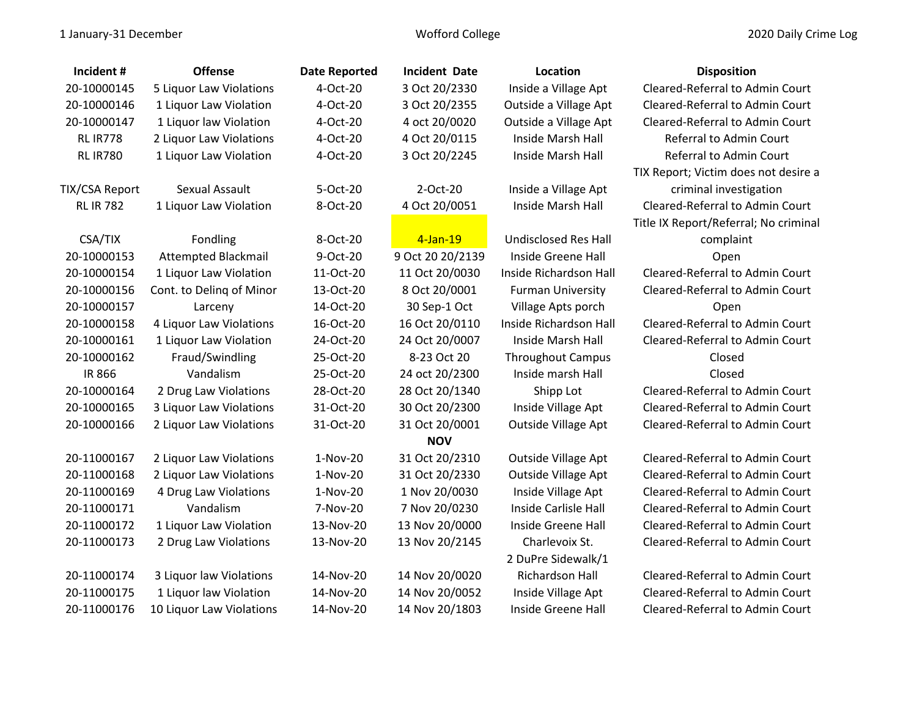| Incident # | Offense | Date Reported | Incident Date | Location | Disposition |
|---|---|---|---|---|---|
| 20-10000145 | 5 Liquor Law Violations | 4-Oct-20 | 3 Oct 20/2330 | Inside a Village Apt | Cleared-Referral to Admin Court |
| 20-10000146 | 1 Liquor Law Violation | 4-Oct-20 | 3 Oct 20/2355 | Outside a Village Apt | Cleared-Referral to Admin Court |
| 20-10000147 | 1 Liquor law Violation | 4-Oct-20 | 4 oct 20/0020 | Outside a Village Apt | Cleared-Referral to Admin Court |
| RL IR778 | 2 Liquor Law Violations | 4-Oct-20 | 4 Oct 20/0115 | Inside Marsh Hall | Referral to Admin Court |
| RL IR780 | 1 Liquor Law Violation | 4-Oct-20 | 3 Oct 20/2245 | Inside Marsh Hall | Referral to Admin Court |
| TIX/CSA Report | Sexual Assault | 5-Oct-20 | 2-Oct-20 | Inside a Village Apt | TIX Report; Victim does not desire a criminal investigation |
| RL IR 782 | 1 Liquor Law Violation | 8-Oct-20 | 4 Oct 20/0051 | Inside Marsh Hall | Cleared-Referral to Admin Court |
| CSA/TIX | Fondling | 8-Oct-20 | 4-Jan-19 | Undisclosed Res Hall | Title IX Report/Referral; No criminal complaint |
| 20-10000153 | Attempted Blackmail | 9-Oct-20 | 9 Oct 20 20/2139 | Inside Greene Hall | Open |
| 20-10000154 | 1 Liquor Law Violation | 11-Oct-20 | 11 Oct 20/0030 | Inside Richardson Hall | Cleared-Referral to Admin Court |
| 20-10000156 | Cont. to Delinq of Minor | 13-Oct-20 | 8 Oct 20/0001 | Furman University | Cleared-Referral to Admin Court |
| 20-10000157 | Larceny | 14-Oct-20 | 30 Sep-1 Oct | Village Apts porch | Open |
| 20-10000158 | 4 Liquor Law Violations | 16-Oct-20 | 16 Oct 20/0110 | Inside Richardson Hall | Cleared-Referral to Admin Court |
| 20-10000161 | 1 Liquor Law Violation | 24-Oct-20 | 24 Oct 20/0007 | Inside Marsh Hall | Cleared-Referral to Admin Court |
| 20-10000162 | Fraud/Swindling | 25-Oct-20 | 8-23 Oct 20 | Throughout Campus | Closed |
| IR 866 | Vandalism | 25-Oct-20 | 24 oct 20/2300 | Inside marsh Hall | Closed |
| 20-10000164 | 2 Drug Law Violations | 28-Oct-20 | 28 Oct 20/1340 | Shipp Lot | Cleared-Referral to Admin Court |
| 20-10000165 | 3 Liquor Law Violations | 31-Oct-20 | 30 Oct 20/2300 | Inside Village Apt | Cleared-Referral to Admin Court |
| 20-10000166 | 2 Liquor Law Violations | 31-Oct-20 | 31 Oct 20/0001 | Outside Village Apt | Cleared-Referral to Admin Court |
| | | | **NOV** | | |
| 20-11000167 | 2 Liquor Law Violations | 1-Nov-20 | 31 Oct 20/2310 | Outside Village Apt | Cleared-Referral to Admin Court |
| 20-11000168 | 2 Liquor Law Violations | 1-Nov-20 | 31 Oct 20/2330 | Outside Village Apt | Cleared-Referral to Admin Court |
| 20-11000169 | 4 Drug Law Violations | 1-Nov-20 | 1 Nov 20/0030 | Inside Village Apt | Cleared-Referral to Admin Court |
| 20-11000171 | Vandalism | 7-Nov-20 | 7 Nov 20/0230 | Inside Carlisle Hall | Cleared-Referral to Admin Court |
| 20-11000172 | 1 Liquor Law Violation | 13-Nov-20 | 13 Nov 20/0000 | Inside Greene Hall | Cleared-Referral to Admin Court |
| 20-11000173 | 2 Drug Law Violations | 13-Nov-20 | 13 Nov 20/2145 | Charlevoix St. | Cleared-Referral to Admin Court |
| 20-11000174 | 3 Liquor law Violations | 14-Nov-20 | 14 Nov 20/0020 | 2 DuPre Sidewalk/1 Richardson Hall | Cleared-Referral to Admin Court |
| 20-11000175 | 1 Liquor law Violation | 14-Nov-20 | 14 Nov 20/0052 | Inside Village Apt | Cleared-Referral to Admin Court |
| 20-11000176 | 10 Liquor Law Violations | 14-Nov-20 | 14 Nov 20/1803 | Inside Greene Hall | Cleared-Referral to Admin Court |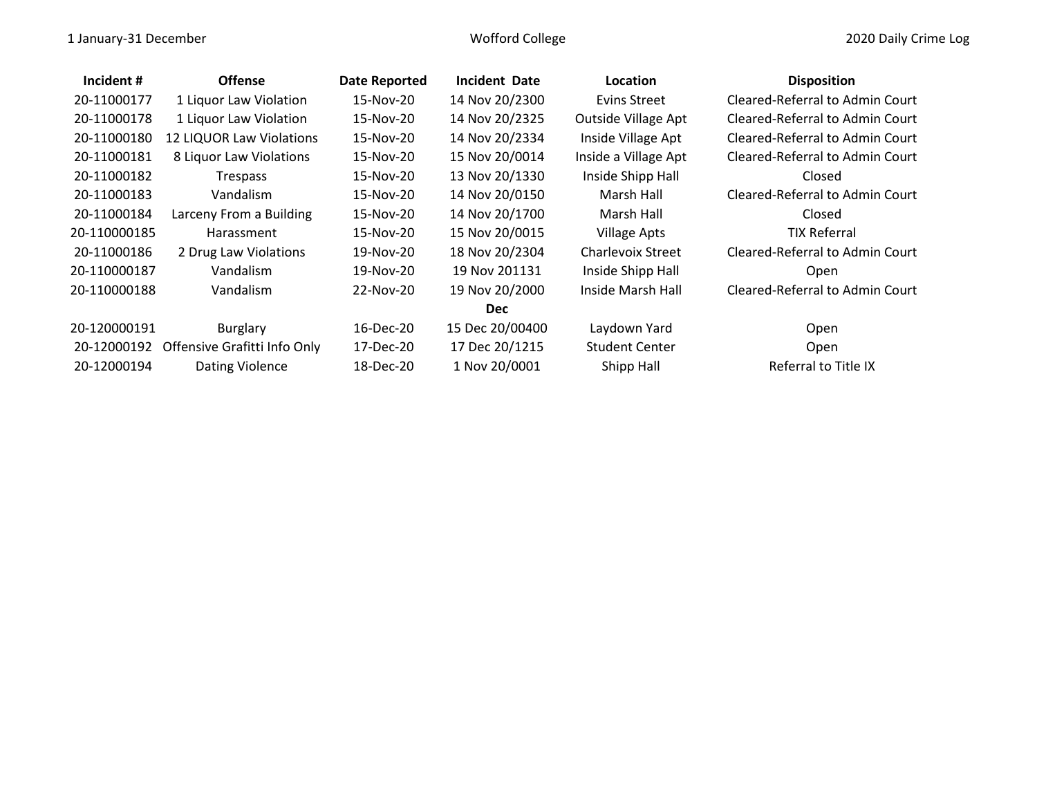| Incident # | Offense | Date Reported | Incident Date | Location | Disposition |
|---|---|---|---|---|---|
| 20-11000177 | 1 Liquor Law Violation | 15-Nov-20 | 14 Nov 20/2300 | Evins Street | Cleared-Referral to Admin Court |
| 20-11000178 | 1 Liquor Law Violation | 15-Nov-20 | 14 Nov 20/2325 | Outside Village Apt | Cleared-Referral to Admin Court |
| 20-11000180 | 12 LIQUOR Law Violations | 15-Nov-20 | 14 Nov 20/2334 | Inside Village Apt | Cleared-Referral to Admin Court |
| 20-11000181 | 8 Liquor Law Violations | 15-Nov-20 | 15 Nov 20/0014 | Inside a Village Apt | Cleared-Referral to Admin Court |
| 20-11000182 | Trespass | 15-Nov-20 | 13 Nov 20/1330 | Inside Shipp Hall | Closed |
| 20-11000183 | Vandalism | 15-Nov-20 | 14 Nov 20/0150 | Marsh Hall | Cleared-Referral to Admin Court |
| 20-11000184 | Larceny From a Building | 15-Nov-20 | 14 Nov 20/1700 | Marsh Hall | Closed |
| 20-110000185 | Harassment | 15-Nov-20 | 15 Nov 20/0015 | Village Apts | TIX Referral |
| 20-11000186 | 2 Drug Law Violations | 19-Nov-20 | 18 Nov 20/2304 | Charlevoix Street | Cleared-Referral to Admin Court |
| 20-110000187 | Vandalism | 19-Nov-20 | 19 Nov 201131 | Inside Shipp Hall | Open |
| 20-110000188 | Vandalism | 22-Nov-20 | 19 Nov 20/2000 | Inside Marsh Hall | Cleared-Referral to Admin Court |
| | | | **Dec** | | |
| 20-120000191 | Burglary | 16-Dec-20 | 15 Dec 20/00400 | Laydown Yard | Open |
| 20-12000192 | Offensive Grafitti Info Only | 17-Dec-20 | 17 Dec 20/1215 | Student Center | Open |
| 20-12000194 | Dating Violence | 18-Dec-20 | 1 Nov 20/0001 | Shipp Hall | Referral to Title IX |